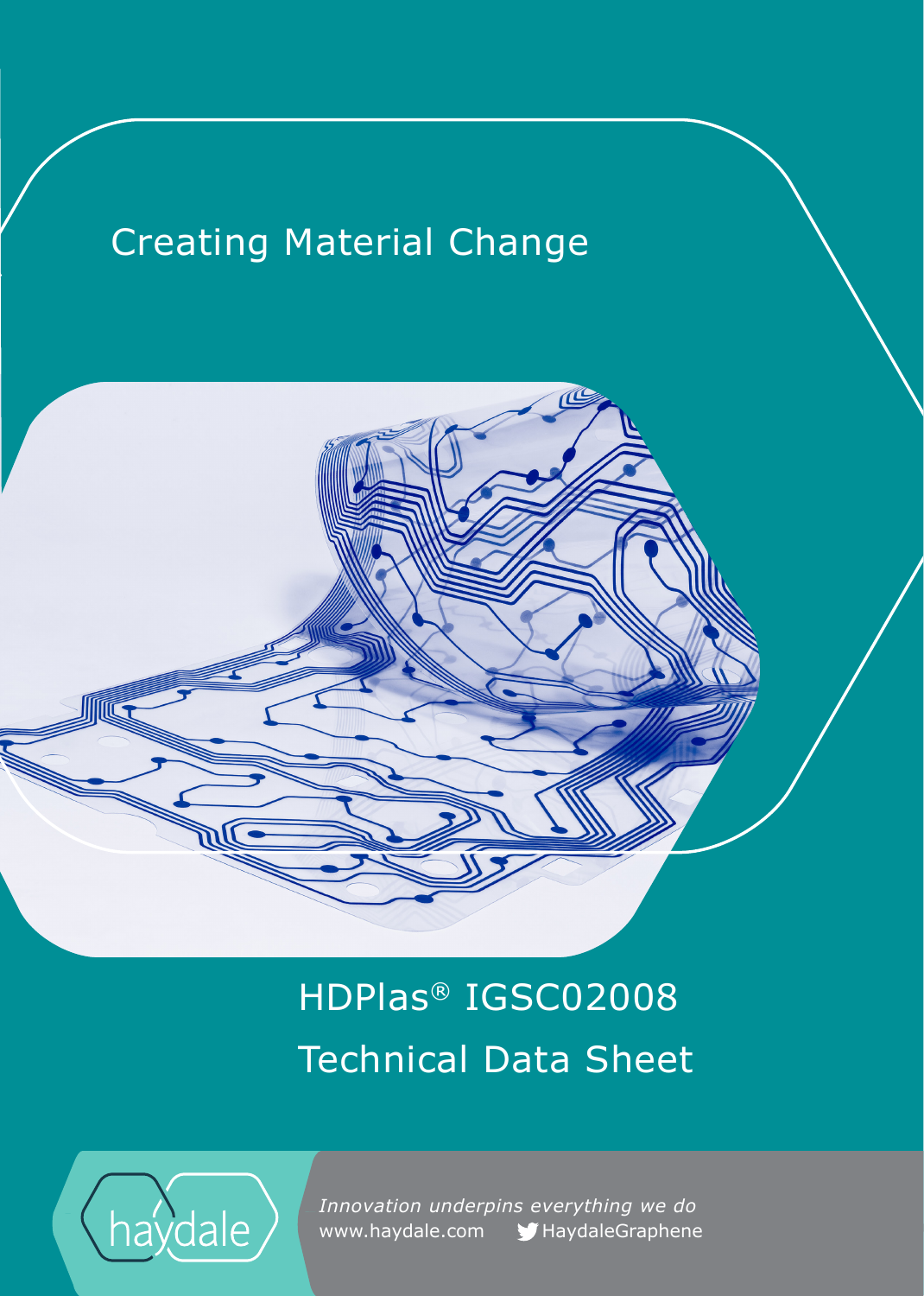Creating Material Change

# HDPlas® IGSC02008

# Technical Data Sheet

haydale

*Innovation underpins everything we do*

www.haydale.com HaydaleGraphene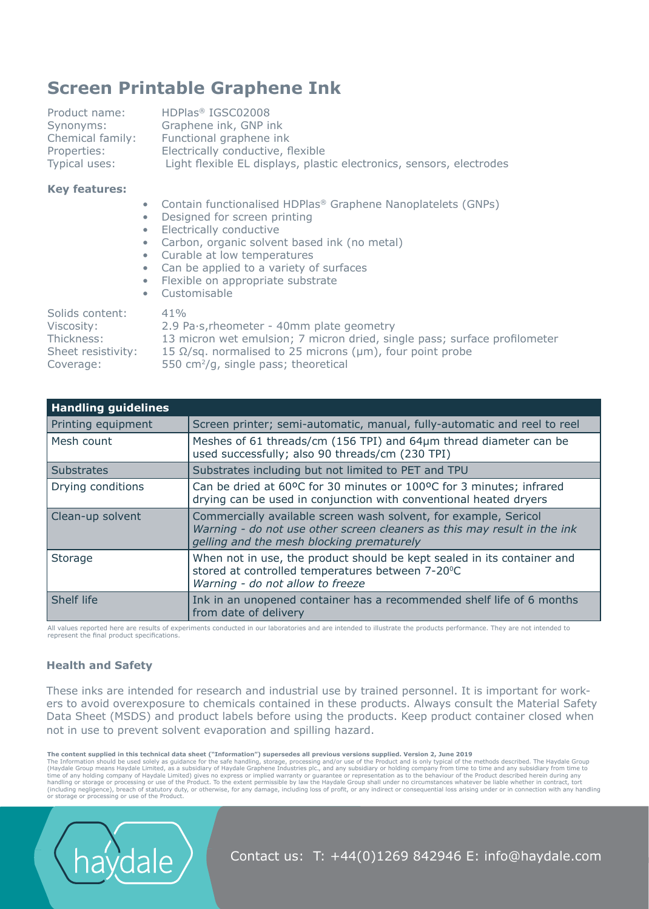# Screen Printable Graphene Ink

| | |
|---|---|
| Product name: | HDPlas® IGSC02008 |
| Synonyms: | Graphene ink, GNP ink |
| Chemical family: | Functional graphene ink |
| Properties: | Electrically conductive, flexible |
| Typical uses: | Light flexible EL displays, plastic electronics, sensors, electrodes |

**Key features:**

- Contain functionalised HDPlas® Graphene Nanoplatelets (GNPs)
- Designed for screen printing
- Electrically conductive
- Carbon, organic solvent based ink (no metal)
- Curable at low temperatures
- Can be applied to a variety of surfaces
- Flexible on appropriate substrate
- Customisable

| | |
|---|---|
| Solids content: | 41% |
| Viscosity: | 2.9 Pa·s,rheometer - 40mm plate geometry |
| Thickness: | 13 micron wet emulsion; 7 micron dried, single pass; surface profilometer |
| Sheet resistivity: | 15 Ω/sq. normalised to 25 microns (µm), four point probe |
| Coverage: | 550 cm$^2$/g, single pass; theoretical |

| Handling guidelines | |
|---|---|
| Printing equipment | Screen printer; semi-automatic, manual, fully-automatic and reel to reel |
| Mesh count | Meshes of 61 threads/cm (156 TPI) and 64µm thread diameter can be used successfully; also 90 threads/cm (230 TPI) |
| Substrates | Substrates including but not limited to PET and TPU |
| Drying conditions | Can be dried at 60ºC for 30 minutes or 100ºC for 3 minutes; infrared drying can be used in conjunction with conventional heated dryers |
| Clean-up solvent | Commercially available screen wash solvent, for example, Sericol *Warning - do not use other screen cleaners as this may result in the ink gelling and the mesh blocking prematurely* |
| Storage | When not in use, the product should be kept sealed in its container and stored at controlled temperatures between 7-20$^0$C *Warning - do not allow to freeze* |
| Shelf life | Ink in an unopened container has a recommended shelf life of 6 months from date of delivery |

All values reported here are results of experiments conducted in our laboratories and are intended to illustrate the products performance. They are not intended to represent the final product specifications.

### Health and Safety

These inks are intended for research and industrial use by trained personnel. It is important for workers to avoid overexposure to chemicals contained in these products. Always consult the Material Safety Data Sheet (MSDS) and product labels before using the products. Keep product container closed when not in use to prevent solvent evaporation and spilling hazard.

**The content supplied in this technical data sheet ("Information") supersedes all previous versions supplied. Version 2, June 2019**
The Information should be used solely as guidance for the safe handling, storage, processing and/or use of the Product and is only typical of the methods described. The Haydale Group (Haydale Group means Haydale Limited, as a subsidiary of Haydale Graphene Industries plc., and any subsidiary or holding company from time to time and any subsidiary from time to time of any holding company of Haydale Limited) gives no express or implied warranty or guarantee or representation as to the behaviour of the Product described herein during any handling or storage or processing or use of the Product. To the extent permissible by law the Haydale Group shall under no circumstances whatever be liable whether in contract, tort (including negligence), breach of statutory duty, or otherwise, for any damage, including loss of profit, or any indirect or consequential loss arising under or in connection with any handling or storage or processing or use of the Product.

haydale

Contact us: T: +44(0)1269 842946 E: info@haydale.com